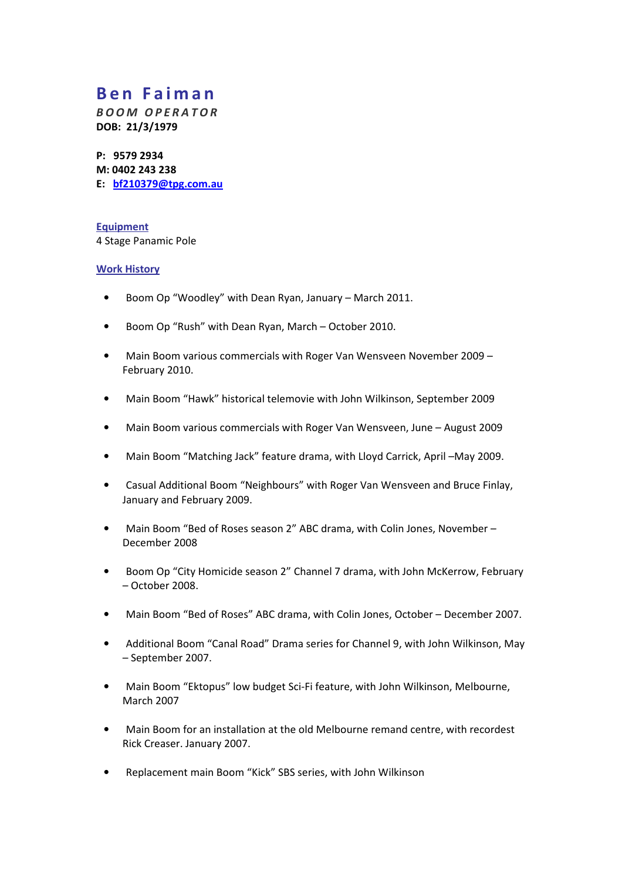# Ben Faiman

***BOOM OPERATOR***

**DOB: 21/3/1979**

**P: 9579 2934**
**M: 0402 243 238**
**E: bf210379@tpg.com.au**

## Equipment

4 Stage Panamic Pole

## Work History

- Boom Op "Woodley" with Dean Ryan, January – March 2011.
- Boom Op "Rush" with Dean Ryan, March – October 2010.
- Main Boom various commercials with Roger Van Wensveen November 2009 – February 2010.
- Main Boom "Hawk" historical telemovie with John Wilkinson, September 2009
- Main Boom various commercials with Roger Van Wensveen, June – August 2009
- Main Boom "Matching Jack" feature drama, with Lloyd Carrick, April –May 2009.
- Casual Additional Boom "Neighbours" with Roger Van Wensveen and Bruce Finlay, January and February 2009.
- Main Boom "Bed of Roses season 2" ABC drama, with Colin Jones, November – December 2008
- Boom Op "City Homicide season 2" Channel 7 drama, with John McKerrow, February – October 2008.
- Main Boom "Bed of Roses" ABC drama, with Colin Jones, October – December 2007.
- Additional Boom "Canal Road" Drama series for Channel 9, with John Wilkinson, May – September 2007.
- Main Boom "Ektopus" low budget Sci-Fi feature, with John Wilkinson, Melbourne, March 2007
- Main Boom for an installation at the old Melbourne remand centre, with recordest Rick Creaser. January 2007.
- Replacement main Boom "Kick" SBS series, with John Wilkinson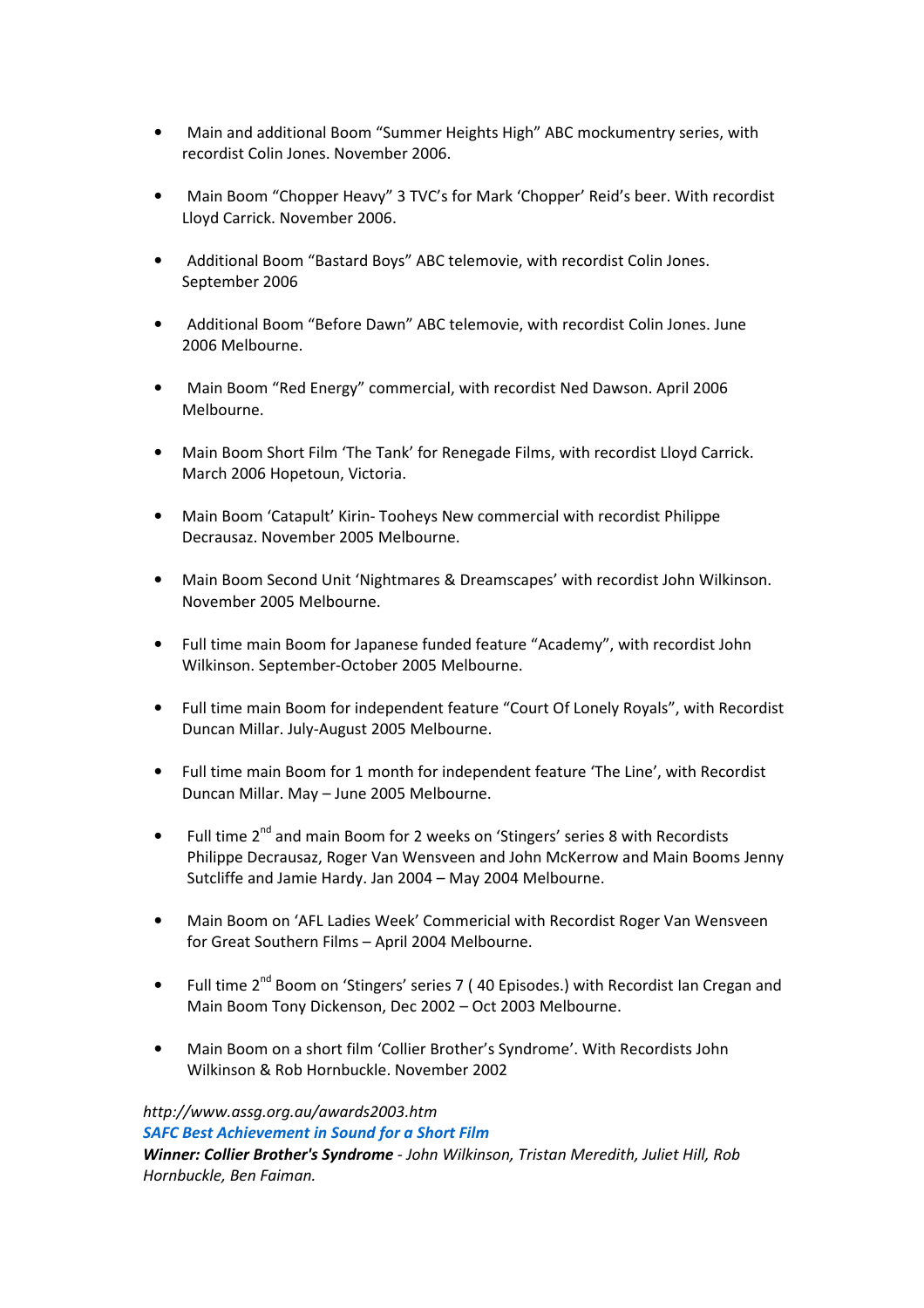- Main and additional Boom "Summer Heights High" ABC mockumentry series, with recordist Colin Jones. November 2006.

- Main Boom "Chopper Heavy" 3 TVC's for Mark 'Chopper' Reid's beer. With recordist Lloyd Carrick. November 2006.

- Additional Boom "Bastard Boys" ABC telemovie, with recordist Colin Jones. September 2006

- Additional Boom "Before Dawn" ABC telemovie, with recordist Colin Jones. June 2006 Melbourne.

- Main Boom "Red Energy" commercial, with recordist Ned Dawson. April 2006 Melbourne.

- Main Boom Short Film 'The Tank' for Renegade Films, with recordist Lloyd Carrick. March 2006 Hopetoun, Victoria.

- Main Boom 'Catapult' Kirin- Tooheys New commercial with recordist Philippe Decrausaz. November 2005 Melbourne.

- Main Boom Second Unit 'Nightmares & Dreamscapes' with recordist John Wilkinson. November 2005 Melbourne.

- Full time main Boom for Japanese funded feature "Academy", with recordist John Wilkinson. September-October 2005 Melbourne.

- Full time main Boom for independent feature "Court Of Lonely Royals", with Recordist Duncan Millar. July-August 2005 Melbourne.

- Full time main Boom for 1 month for independent feature 'The Line', with Recordist Duncan Millar. May – June 2005 Melbourne.

- Full time 2nd and main Boom for 2 weeks on 'Stingers' series 8 with Recordists Philippe Decrausaz, Roger Van Wensveen and John McKerrow and Main Booms Jenny Sutcliffe and Jamie Hardy. Jan 2004 – May 2004 Melbourne.

- Main Boom on 'AFL Ladies Week' Commericial with Recordist Roger Van Wensveen for Great Southern Films – April 2004 Melbourne.

- Full time 2nd Boom on 'Stingers' series 7 ( 40 Episodes.) with Recordist Ian Cregan and Main Boom Tony Dickenson, Dec 2002 – Oct 2003 Melbourne.

- Main Boom on a short film 'Collier Brother's Syndrome'. With Recordists John Wilkinson & Rob Hornbuckle. November 2002

*http://www.assg.org.au/awards2003.htm*
***SAFC Best Achievement in Sound for a Short Film***
***Winner: Collier Brother's Syndrome*** *- John Wilkinson, Tristan Meredith, Juliet Hill, Rob Hornbuckle, Ben Faiman.*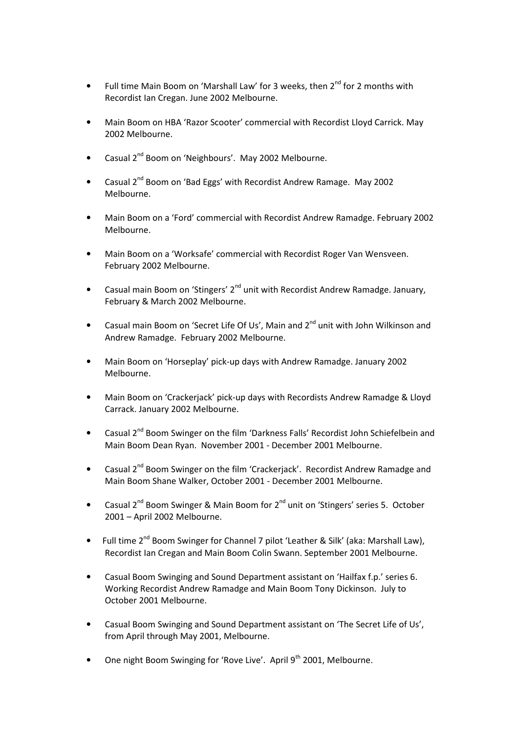- Full time Main Boom on 'Marshall Law' for 3 weeks, then 2nd for 2 months with Recordist Ian Cregan. June 2002 Melbourne.

- Main Boom on HBA 'Razor Scooter' commercial with Recordist Lloyd Carrick. May 2002 Melbourne.

- Casual 2nd Boom on 'Neighbours'. May 2002 Melbourne.

- Casual 2nd Boom on 'Bad Eggs' with Recordist Andrew Ramage. May 2002 Melbourne.

- Main Boom on a 'Ford' commercial with Recordist Andrew Ramadge. February 2002 Melbourne.

- Main Boom on a 'Worksafe' commercial with Recordist Roger Van Wensveen. February 2002 Melbourne.

- Casual main Boom on 'Stingers' 2nd unit with Recordist Andrew Ramadge. January, February & March 2002 Melbourne.

- Casual main Boom on 'Secret Life Of Us', Main and 2nd unit with John Wilkinson and Andrew Ramadge. February 2002 Melbourne.

- Main Boom on 'Horseplay' pick-up days with Andrew Ramadge. January 2002 Melbourne.

- Main Boom on 'Crackerjack' pick-up days with Recordists Andrew Ramadge & Lloyd Carrack. January 2002 Melbourne.

- Casual 2nd Boom Swinger on the film 'Darkness Falls' Recordist John Schiefelbein and Main Boom Dean Ryan. November 2001 - December 2001 Melbourne.

- Casual 2nd Boom Swinger on the film 'Crackerjack'. Recordist Andrew Ramadge and Main Boom Shane Walker, October 2001 - December 2001 Melbourne.

- Casual 2nd Boom Swinger & Main Boom for 2nd unit on 'Stingers' series 5. October 2001 – April 2002 Melbourne.

- Full time 2nd Boom Swinger for Channel 7 pilot 'Leather & Silk' (aka: Marshall Law), Recordist Ian Cregan and Main Boom Colin Swann. September 2001 Melbourne.

- Casual Boom Swinging and Sound Department assistant on 'Hailfax f.p.' series 6. Working Recordist Andrew Ramadge and Main Boom Tony Dickinson. July to October 2001 Melbourne.

- Casual Boom Swinging and Sound Department assistant on 'The Secret Life of Us', from April through May 2001, Melbourne.

- One night Boom Swinging for 'Rove Live'. April 9th 2001, Melbourne.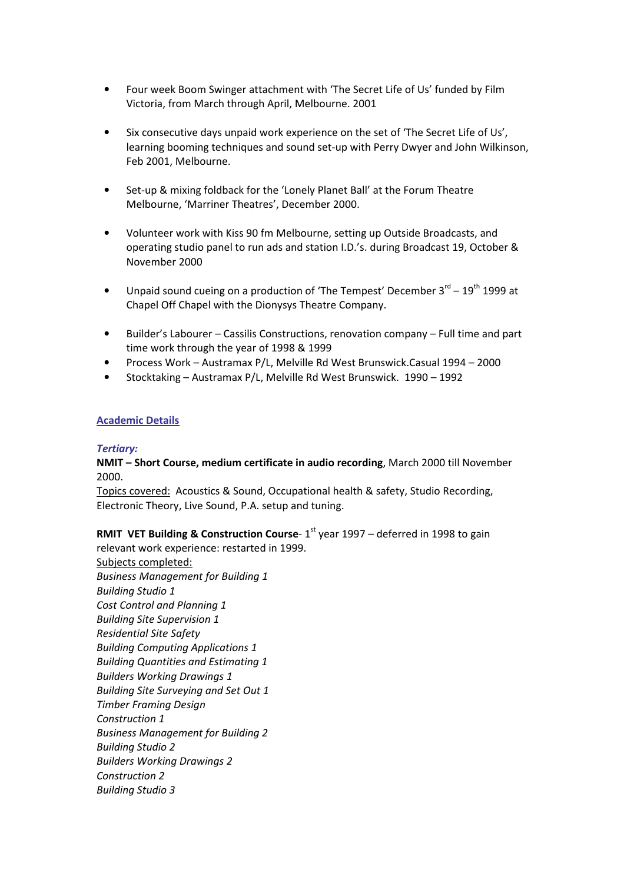- Four week Boom Swinger attachment with 'The Secret Life of Us' funded by Film Victoria, from March through April, Melbourne. 2001

- Six consecutive days unpaid work experience on the set of 'The Secret Life of Us', learning booming techniques and sound set-up with Perry Dwyer and John Wilkinson, Feb 2001, Melbourne.

- Set-up & mixing foldback for the 'Lonely Planet Ball' at the Forum Theatre Melbourne, 'Marriner Theatres', December 2000.

- Volunteer work with Kiss 90 fm Melbourne, setting up Outside Broadcasts, and operating studio panel to run ads and station I.D.'s. during Broadcast 19, October & November 2000

- Unpaid sound cueing on a production of 'The Tempest' December 3rd – 19th 1999 at Chapel Off Chapel with the Dionysys Theatre Company.

- Builder's Labourer – Cassilis Constructions, renovation company – Full time and part time work through the year of 1998 & 1999
- Process Work – Austramax P/L, Melville Rd West Brunswick.Casual 1994 – 2000
- Stocktaking – Austramax P/L, Melville Rd West Brunswick. 1990 – 1992

## Academic Details

***Tertiary:***

**NMIT – Short Course, medium certificate in audio recording**, March 2000 till November 2000.

Topics covered: Acoustics & Sound, Occupational health & safety, Studio Recording, Electronic Theory, Live Sound, P.A. setup and tuning.

**RMIT VET Building & Construction Course**- 1st year 1997 – deferred in 1998 to gain relevant work experience: restarted in 1999.

Subjects completed:

*Business Management for Building 1*
*Building Studio 1*
*Cost Control and Planning 1*
*Building Site Supervision 1*
*Residential Site Safety*
*Building Computing Applications 1*
*Building Quantities and Estimating 1*
*Builders Working Drawings 1*
*Building Site Surveying and Set Out 1*
*Timber Framing Design*
*Construction 1*
*Business Management for Building 2*
*Building Studio 2*
*Builders Working Drawings 2*
*Construction 2*
*Building Studio 3*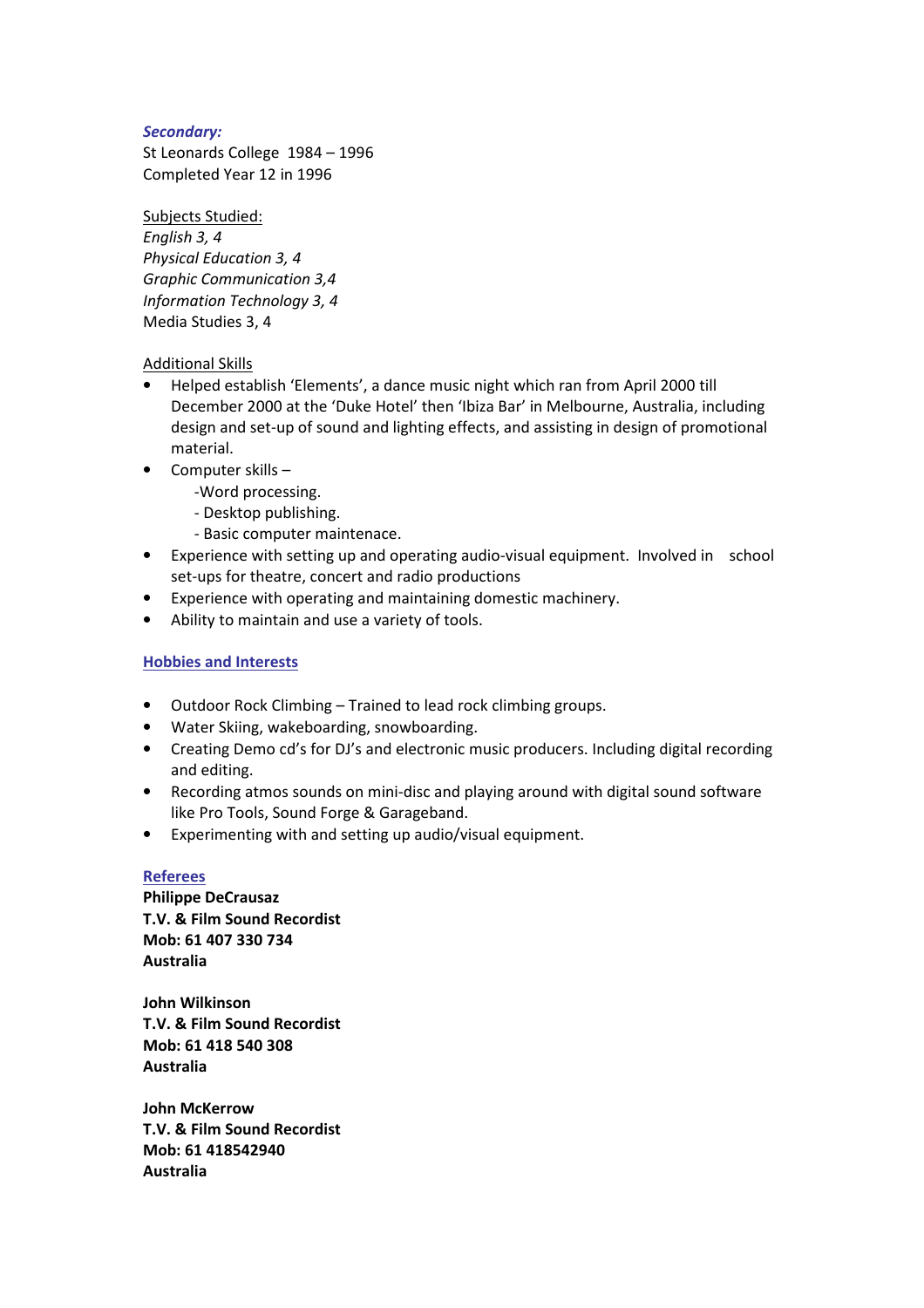***Secondary:***

St Leonards College 1984 – 1996
Completed Year 12 in 1996

Subjects Studied:

*English 3, 4*
*Physical Education 3, 4*
*Graphic Communication 3,4*
*Information Technology 3, 4*
Media Studies 3, 4

Additional Skills

- Helped establish 'Elements', a dance music night which ran from April 2000 till December 2000 at the 'Duke Hotel' then 'Ibiza Bar' in Melbourne, Australia, including design and set-up of sound and lighting effects, and assisting in design of promotional material.
- Computer skills –
  - -Word processing.
  - - Desktop publishing.
  - - Basic computer maintenace.
- Experience with setting up and operating audio-visual equipment. Involved in school set-ups for theatre, concert and radio productions
- Experience with operating and maintaining domestic machinery.
- Ability to maintain and use a variety of tools.

## Hobbies and Interests

- Outdoor Rock Climbing – Trained to lead rock climbing groups.
- Water Skiing, wakeboarding, snowboarding.
- Creating Demo cd's for DJ's and electronic music producers. Including digital recording and editing.
- Recording atmos sounds on mini-disc and playing around with digital sound software like Pro Tools, Sound Forge & Garageband.
- Experimenting with and setting up audio/visual equipment.

## Referees

**Philippe DeCrausaz**
**T.V. & Film Sound Recordist**
**Mob: 61 407 330 734**
**Australia**

**John Wilkinson**
**T.V. & Film Sound Recordist**
**Mob: 61 418 540 308**
**Australia**

**John McKerrow**
**T.V. & Film Sound Recordist**
**Mob: 61 418542940**
**Australia**